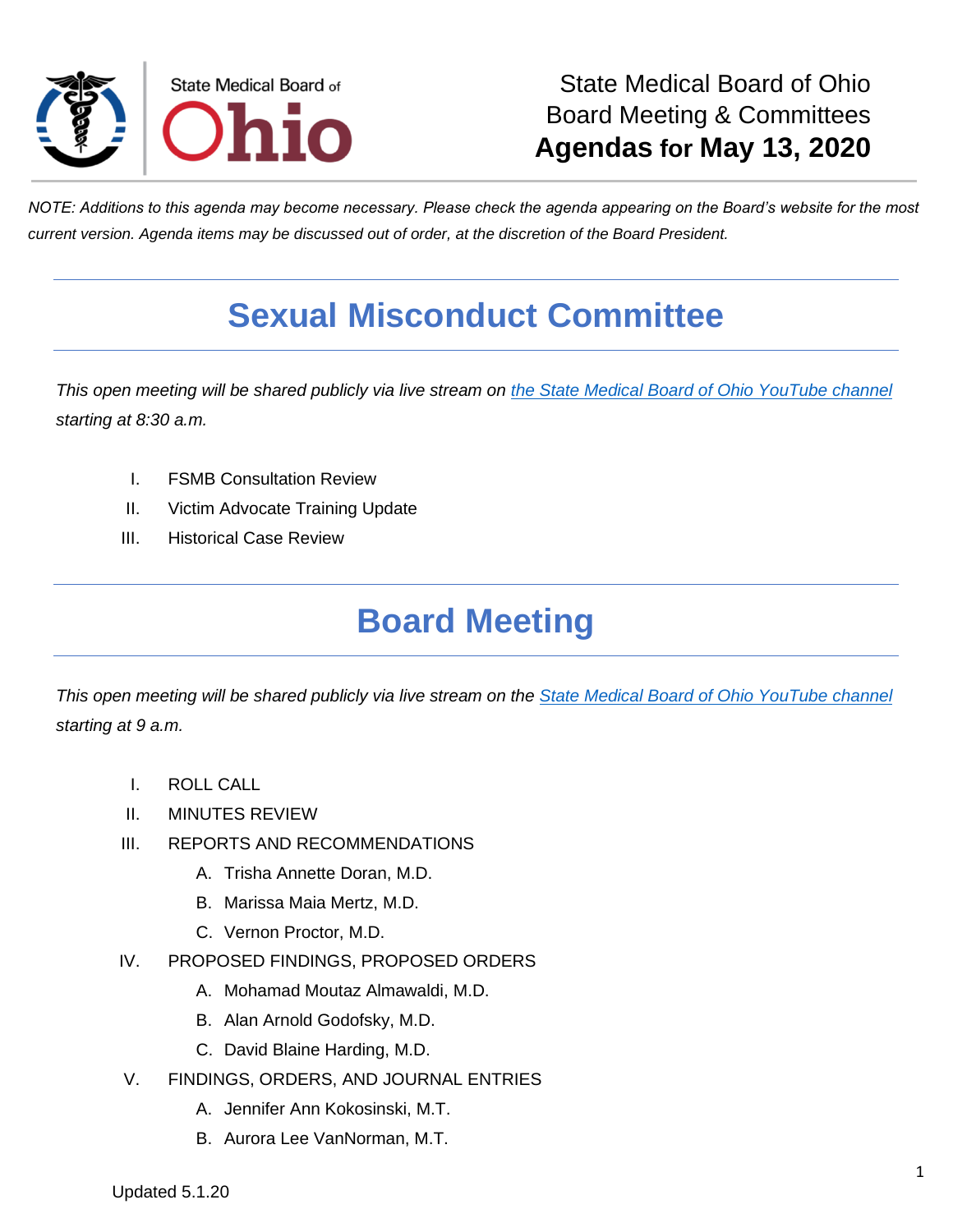State Medical Board of Ohio

# State Medical Board of Ohio Board Meeting & Committees **Agendas for May 13, 2020**

*NOTE: Additions to this agenda may become necessary. Please check the agenda appearing on the Board's website for the most current version. Agenda items may be discussed out of order, at the discretion of the Board President.*

## Sexual Misconduct Committee

*This open meeting will be shared publicly via live stream on the State Medical Board of Ohio YouTube channel starting at 8:30 a.m.*

I. FSMB Consultation Review
II. Victim Advocate Training Update
III. Historical Case Review

## Board Meeting

*This open meeting will be shared publicly via live stream on the State Medical Board of Ohio YouTube channel starting at 9 a.m.*

I. ROLL CALL
II. MINUTES REVIEW
III. REPORTS AND RECOMMENDATIONS
   A. Trisha Annette Doran, M.D.
   B. Marissa Maia Mertz, M.D.
   C. Vernon Proctor, M.D.
IV. PROPOSED FINDINGS, PROPOSED ORDERS
   A. Mohamad Moutaz Almawaldi, M.D.
   B. Alan Arnold Godofsky, M.D.
   C. David Blaine Harding, M.D.
V. FINDINGS, ORDERS, AND JOURNAL ENTRIES
   A. Jennifer Ann Kokosinski, M.T.
   B. Aurora Lee VanNorman, M.T.

Updated 5.1.20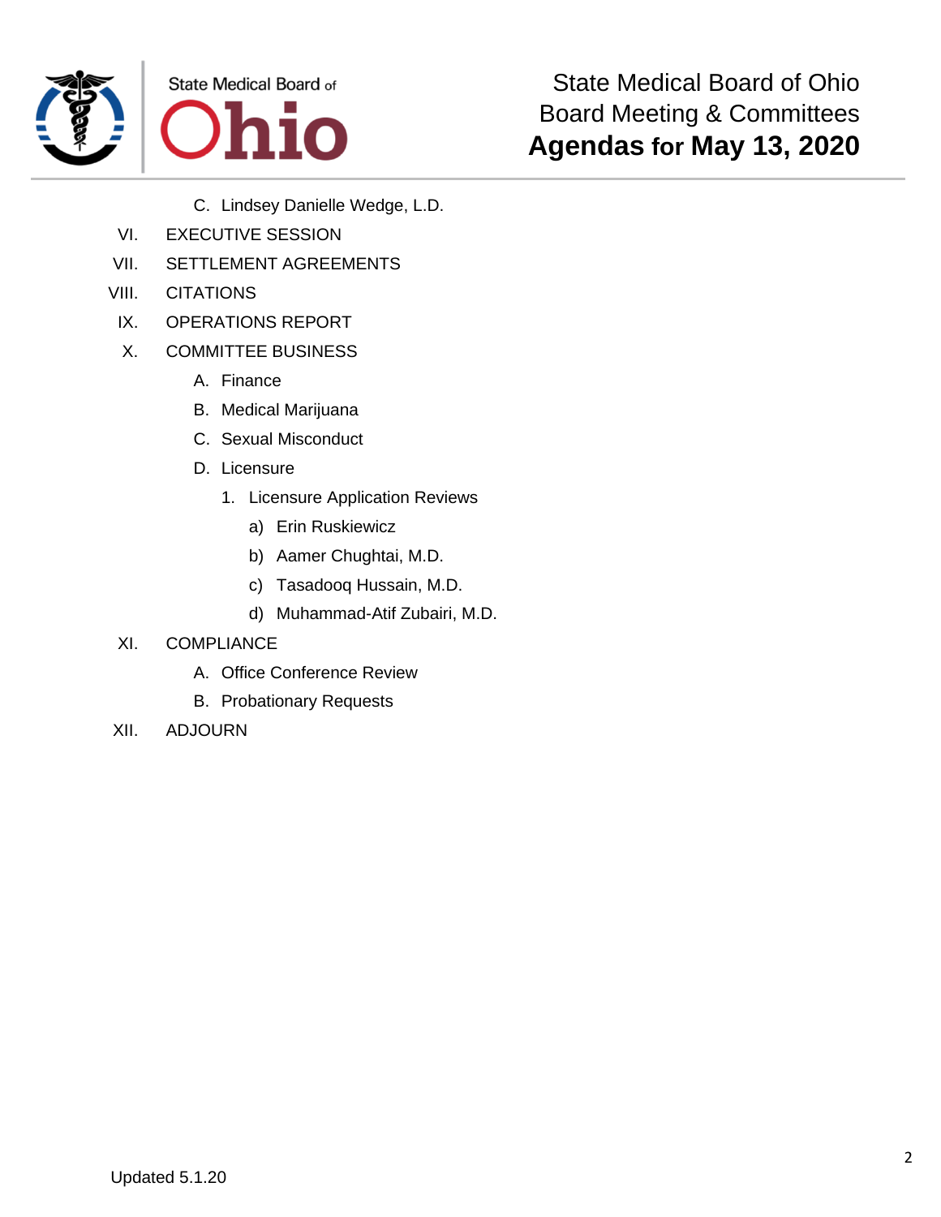C. Lindsey Danielle Wedge, L.D.

VI. EXECUTIVE SESSION

VII. SETTLEMENT AGREEMENTS

VIII. CITATIONS

IX. OPERATIONS REPORT

X. COMMITTEE BUSINESS

- A. Finance
- B. Medical Marijuana
- C. Sexual Misconduct
- D. Licensure
  1. Licensure Application Reviews
     - a) Erin Ruskiewicz
     - b) Aamer Chughtai, M.D.
     - c) Tasadooq Hussain, M.D.
     - d) Muhammad-Atif Zubairi, M.D.

XI. COMPLIANCE

- A. Office Conference Review
- B. Probationary Requests

XII. ADJOURN

Updated 5.1.20